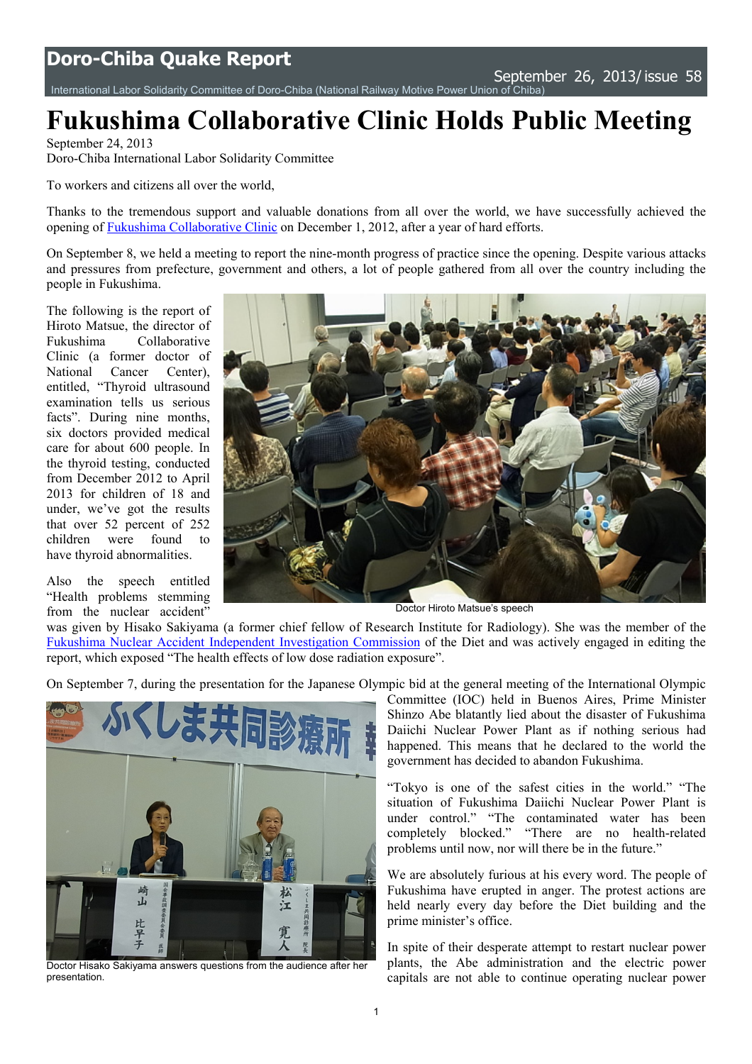# Doro-Chiba Quake Report

September 26, 2013/ issue 58

International Labor Solidarity Committee of Doro-Chiba (National Railway Motive Power Union of Chiba)

# Fukushima Collaborative Clinic Holds Public Meeting

September 24, 2013
Doro-Chiba International Labor Solidarity Committee

To workers and citizens all over the world,

Thanks to the tremendous support and valuable donations from all over the world, we have successfully achieved the opening of Fukushima Collaborative Clinic on December 1, 2012, after a year of hard efforts.

On September 8, we held a meeting to report the nine-month progress of practice since the opening. Despite various attacks and pressures from prefecture, government and others, a lot of people gathered from all over the country including the people in Fukushima.

The following is the report of Hiroto Matsue, the director of Fukushima Collaborative Clinic (a former doctor of National Cancer Center), entitled, "Thyroid ultrasound examination tells us serious facts". During nine months, six doctors provided medical care for about 600 people. In the thyroid testing, conducted from December 2012 to April 2013 for children of 18 and under, we've got the results that over 52 percent of 252 children were found to have thyroid abnormalities.

Doctor Hiroto Matsue's speech

Also the speech entitled "Health problems stemming from the nuclear accident" was given by Hisako Sakiyama (a former chief fellow of Research Institute for Radiology). She was the member of the Fukushima Nuclear Accident Independent Investigation Commission of the Diet and was actively engaged in editing the report, which exposed "The health effects of low dose radiation exposure".

On September 7, during the presentation for the Japanese Olympic bid at the general meeting of the International Olympic Committee (IOC) held in Buenos Aires, Prime Minister Shinzo Abe blatantly lied about the disaster of Fukushima Daiichi Nuclear Power Plant as if nothing serious had happened. This means that he declared to the world the government has decided to abandon Fukushima.

Doctor Hisako Sakiyama answers questions from the audience after her presentation.

"Tokyo is one of the safest cities in the world." "The situation of Fukushima Daiichi Nuclear Power Plant is under control." "The contaminated water has been completely blocked." "There are no health-related problems until now, nor will there be in the future."

We are absolutely furious at his every word. The people of Fukushima have erupted in anger. The protest actions are held nearly every day before the Diet building and the prime minister's office.

In spite of their desperate attempt to restart nuclear power plants, the Abe administration and the electric power capitals are not able to continue operating nuclear power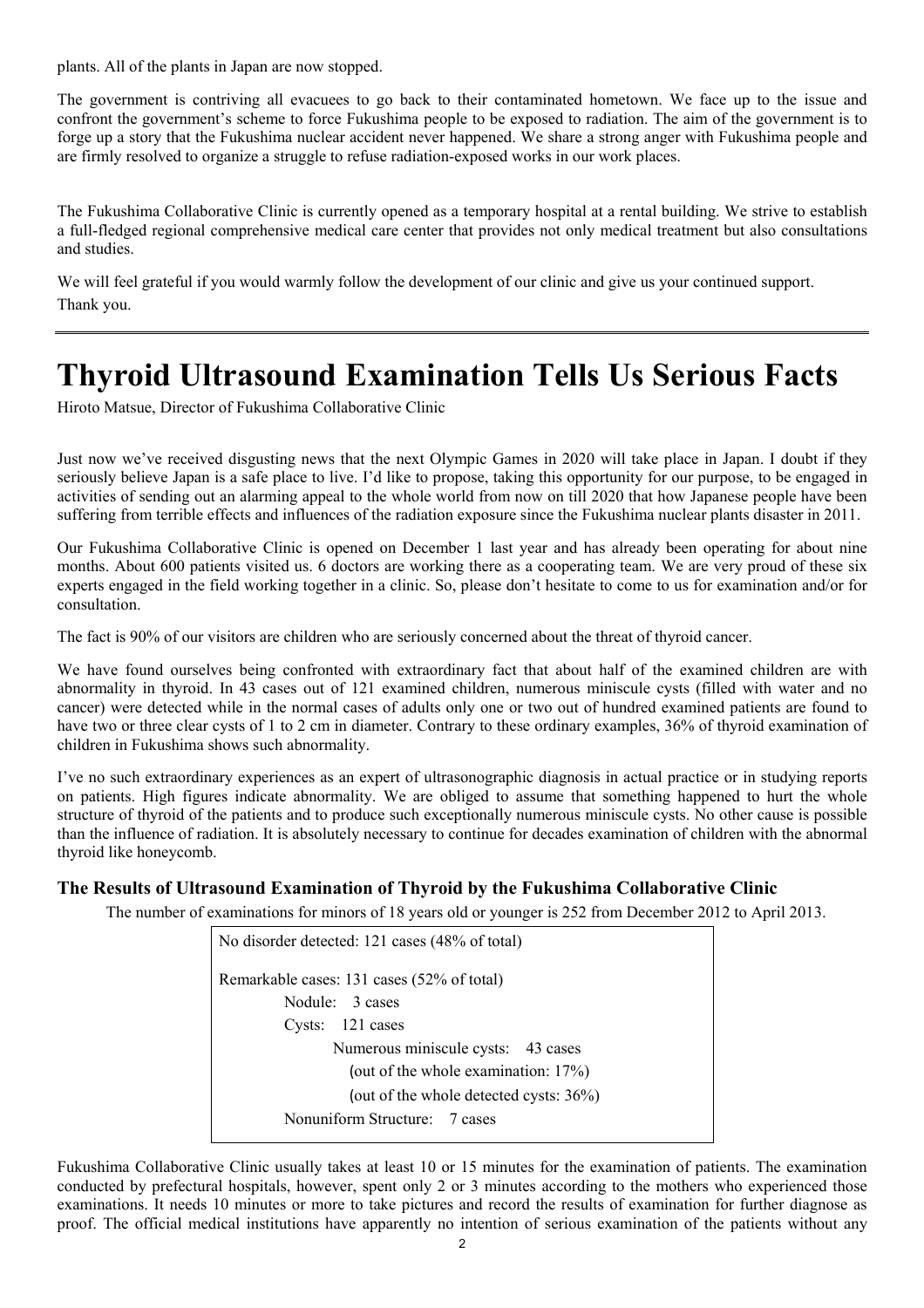plants. All of the plants in Japan are now stopped.

The government is contriving all evacuees to go back to their contaminated hometown. We face up to the issue and confront the government's scheme to force Fukushima people to be exposed to radiation. The aim of the government is to forge up a story that the Fukushima nuclear accident never happened. We share a strong anger with Fukushima people and are firmly resolved to organize a struggle to refuse radiation-exposed works in our work places.

The Fukushima Collaborative Clinic is currently opened as a temporary hospital at a rental building. We strive to establish a full-fledged regional comprehensive medical care center that provides not only medical treatment but also consultations and studies.

We will feel grateful if you would warmly follow the development of our clinic and give us your continued support.

Thank you.

---

# Thyroid Ultrasound Examination Tells Us Serious Facts

Hiroto Matsue, Director of Fukushima Collaborative Clinic

Just now we've received disgusting news that the next Olympic Games in 2020 will take place in Japan. I doubt if they seriously believe Japan is a safe place to live. I'd like to propose, taking this opportunity for our purpose, to be engaged in activities of sending out an alarming appeal to the whole world from now on till 2020 that how Japanese people have been suffering from terrible effects and influences of the radiation exposure since the Fukushima nuclear plants disaster in 2011.

Our Fukushima Collaborative Clinic is opened on December 1 last year and has already been operating for about nine months. About 600 patients visited us. 6 doctors are working there as a cooperating team. We are very proud of these six experts engaged in the field working together in a clinic. So, please don't hesitate to come to us for examination and/or for consultation.

The fact is 90% of our visitors are children who are seriously concerned about the threat of thyroid cancer.

We have found ourselves being confronted with extraordinary fact that about half of the examined children are with abnormality in thyroid. In 43 cases out of 121 examined children, numerous miniscule cysts (filled with water and no cancer) were detected while in the normal cases of adults only one or two out of hundred examined patients are found to have two or three clear cysts of 1 to 2 cm in diameter. Contrary to these ordinary examples, 36% of thyroid examination of children in Fukushima shows such abnormality.

I've no such extraordinary experiences as an expert of ultrasonographic diagnosis in actual practice or in studying reports on patients. High figures indicate abnormality. We are obliged to assume that something happened to hurt the whole structure of thyroid of the patients and to produce such exceptionally numerous miniscule cysts. No other cause is possible than the influence of radiation. It is absolutely necessary to continue for decades examination of children with the abnormal thyroid like honeycomb.

### The Results of Ultrasound Examination of Thyroid by the Fukushima Collaborative Clinic

The number of examinations for minors of 18 years old or younger is 252 from December 2012 to April 2013.

No disorder detected: 121 cases (48% of total)

Remarkable cases: 131 cases (52% of total)

- Nodule: 3 cases
- Cysts: 121 cases
  - Numerous miniscule cysts: 43 cases
    - (out of the whole examination: 17%)
    - (out of the whole detected cysts: 36%)
- Nonuniform Structure: 7 cases

Fukushima Collaborative Clinic usually takes at least 10 or 15 minutes for the examination of patients. The examination conducted by prefectural hospitals, however, spent only 2 or 3 minutes according to the mothers who experienced those examinations. It needs 10 minutes or more to take pictures and record the results of examination for further diagnose as proof. The official medical institutions have apparently no intention of serious examination of the patients without any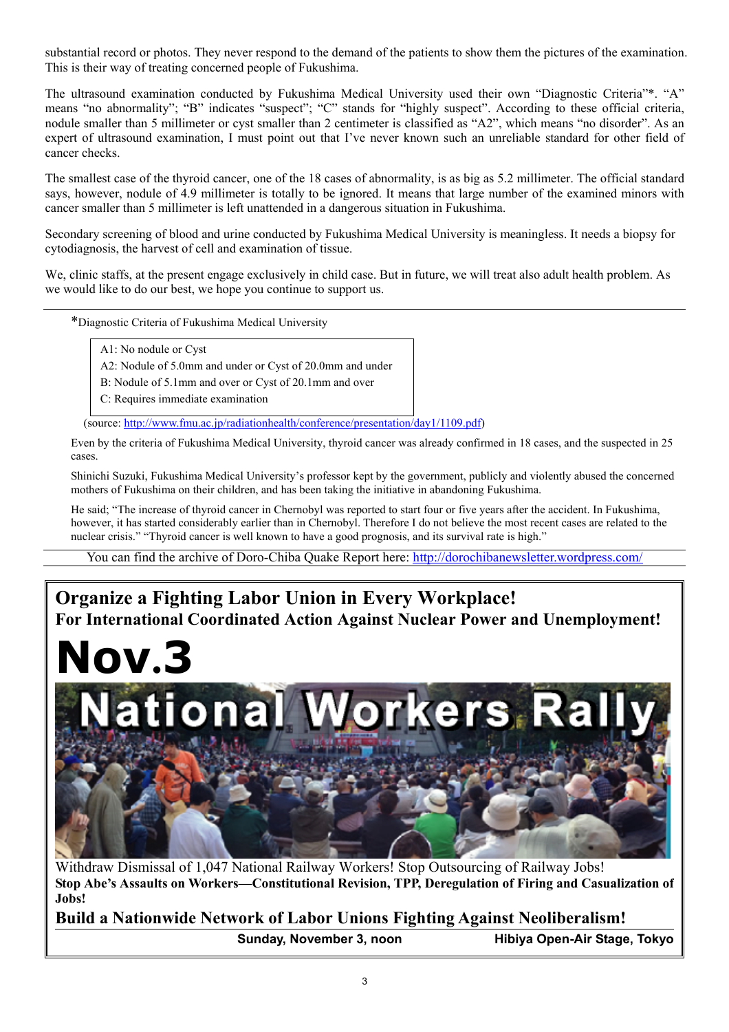substantial record or photos. They never respond to the demand of the patients to show them the pictures of the examination. This is their way of treating concerned people of Fukushima.

The ultrasound examination conducted by Fukushima Medical University used their own "Diagnostic Criteria"*. "A" means "no abnormality"; "B" indicates "suspect"; "C" stands for "highly suspect". According to these official criteria, nodule smaller than 5 millimeter or cyst smaller than 2 centimeter is classified as "A2", which means "no disorder". As an expert of ultrasound examination, I must point out that I've never known such an unreliable standard for other field of cancer checks.

The smallest case of the thyroid cancer, one of the 18 cases of abnormality, is as big as 5.2 millimeter. The official standard says, however, nodule of 4.9 millimeter is totally to be ignored. It means that large number of the examined minors with cancer smaller than 5 millimeter is left unattended in a dangerous situation in Fukushima.

Secondary screening of blood and urine conducted by Fukushima Medical University is meaningless. It needs a biopsy for cytodiagnosis, the harvest of cell and examination of tissue.

We, clinic staffs, at the present engage exclusively in child case. But in future, we will treat also adult health problem. As we would like to do our best, we hope you continue to support us.

---

*Diagnostic Criteria of Fukushima Medical University

A1: No nodule or Cyst
A2: Nodule of 5.0mm and under or Cyst of 20.0mm and under
B: Nodule of 5.1mm and over or Cyst of 20.1mm and over
C: Requires immediate examination

(source: http://www.fmu.ac.jp/radiationhealth/conference/presentation/day1/1109.pdf)

Even by the criteria of Fukushima Medical University, thyroid cancer was already confirmed in 18 cases, and the suspected in 25 cases.

Shinichi Suzuki, Fukushima Medical University's professor kept by the government, publicly and violently abused the concerned mothers of Fukushima on their children, and has been taking the initiative in abandoning Fukushima.

He said; "The increase of thyroid cancer in Chernobyl was reported to start four or five years after the accident. In Fukushima, however, it has started considerably earlier than in Chernobyl. Therefore I do not believe the most recent cases are related to the nuclear crisis." "Thyroid cancer is well known to have a good prognosis, and its survival rate is high."

---

You can find the archive of Doro-Chiba Quake Report here: http://dorochibanewsletter.wordpress.com/

---

## Organize a Fighting Labor Union in Every Workplace!

### For International Coordinated Action Against Nuclear Power and Unemployment!

# Nov.3

# National Workers Rally

Withdraw Dismissal of 1,047 National Railway Workers! Stop Outsourcing of Railway Jobs!

**Stop Abe's Assaults on Workers—Constitutional Revision, TPP, Deregulation of Firing and Casualization of Jobs!**

### Build a Nationwide Network of Labor Unions Fighting Against Neoliberalism!

**Sunday, November 3, noon** **Hibiya Open-Air Stage, Tokyo**